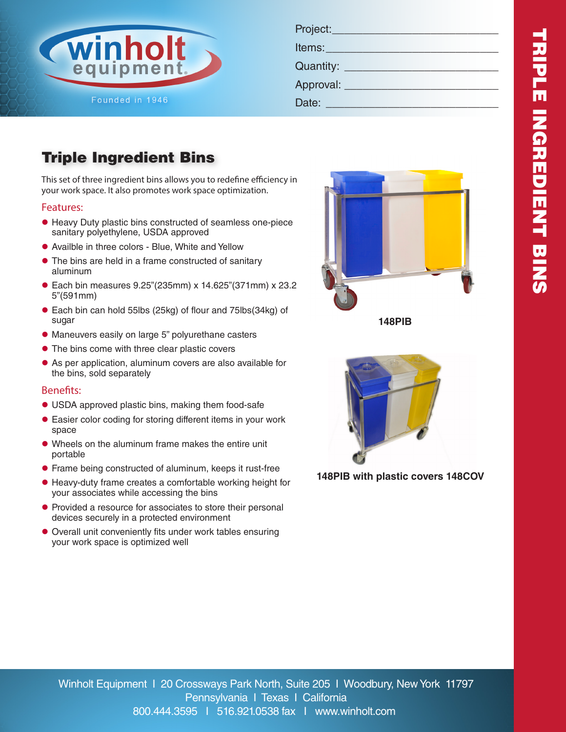winholt equipment

Founded in 1946

Project:\_\_\_\_\_\_\_\_\_\_\_\_\_\_\_\_\_\_\_\_\_\_\_\_\_\_\_\_

Items:\_\_\_\_\_\_\_\_\_\_\_\_\_\_\_\_\_\_\_\_\_\_\_\_\_\_\_\_\_

Quantity: \_\_\_\_\_\_\_\_\_\_\_\_\_\_\_\_\_\_\_\_\_\_\_\_\_\_

Approval: \_\_\_\_\_\_\_\_\_\_\_\_\_\_\_\_\_\_\_\_\_\_\_\_\_\_

Date: \_\_\_\_\_\_\_\_\_\_\_\_\_\_\_\_\_\_\_\_\_\_\_\_\_\_\_\_\_

# Triple Ingredient Bins

This set of three ingredient bins allows you to redefine efficiency in your work space. It also promotes work space optimization.

## Features:

- Heavy Duty plastic bins constructed of seamless one-piece sanitary polyethylene, USDA approved
- Availble in three colors - Blue, White and Yellow
- The bins are held in a frame constructed of sanitary aluminum
- Each bin measures 9.25"(235mm) x 14.625"(371mm) x 23.2 5"(591mm)
- Each bin can hold 55lbs (25kg) of flour and 75lbs(34kg) of sugar
- Maneuvers easily on large 5" polyurethane casters
- The bins come with three clear plastic covers
- As per application, aluminum covers are also available for the bins, sold separately

## Benefits:

- USDA approved plastic bins, making them food-safe
- Easier color coding for storing different items in your work space
- Wheels on the aluminum frame makes the entire unit portable
- Frame being constructed of aluminum, keeps it rust-free
- Heavy-duty frame creates a comfortable working height for your associates while accessing the bins
- Provided a resource for associates to store their personal devices securely in a protected environment
- Overall unit conveniently fits under work tables ensuring your work space is optimized well

**148PIB**

**148PIB with plastic covers 148COV**

Winholt Equipment I 20 Crossways Park North, Suite 205 I Woodbury, New York 11797
Pennsylvania I Texas I California
800.444.3595 I 516.921.0538 fax I www.winholt.com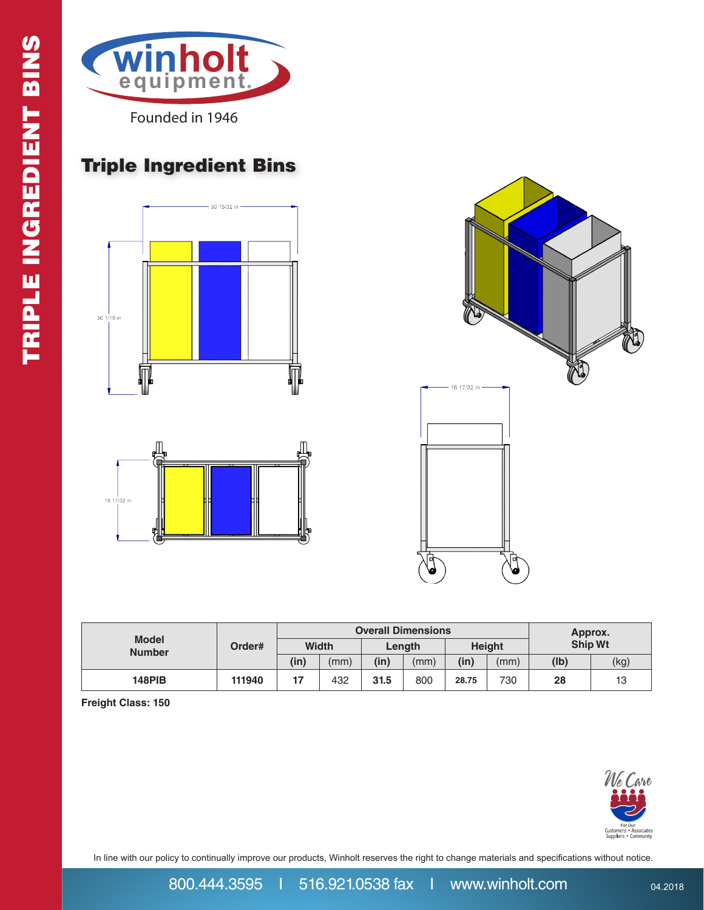# TRIPLE INGREDIENT BINS

winholt equipment

Founded in 1946

## Triple Ingredient Bins

30 15/32 in

30 1/16 in

16 17/32 in

16 17/32 in

| Model Number | Order# | Overall Dimensions | | | | | | Approx. Ship Wt | |
|---|---|---|---|---|---|---|---|---|---|
| | | Width | | Length | | Height | | | |
| | | (in) | (mm) | (in) | (mm) | (in) | (mm) | (lb) | (kg) |
| **148PIB** | **111940** | **17** | 432 | **31.5** | 800 | **28.75** | 730 | **28** | 13 |

**Freight Class: 150**

We Care For Our: Customers • Associates Suppliers • Community

In line with our policy to continually improve our products, Winholt reserves the right to change materials and specifications without notice.

800.444.3595 | 516.921.0538 fax | www.winholt.com

04.2018